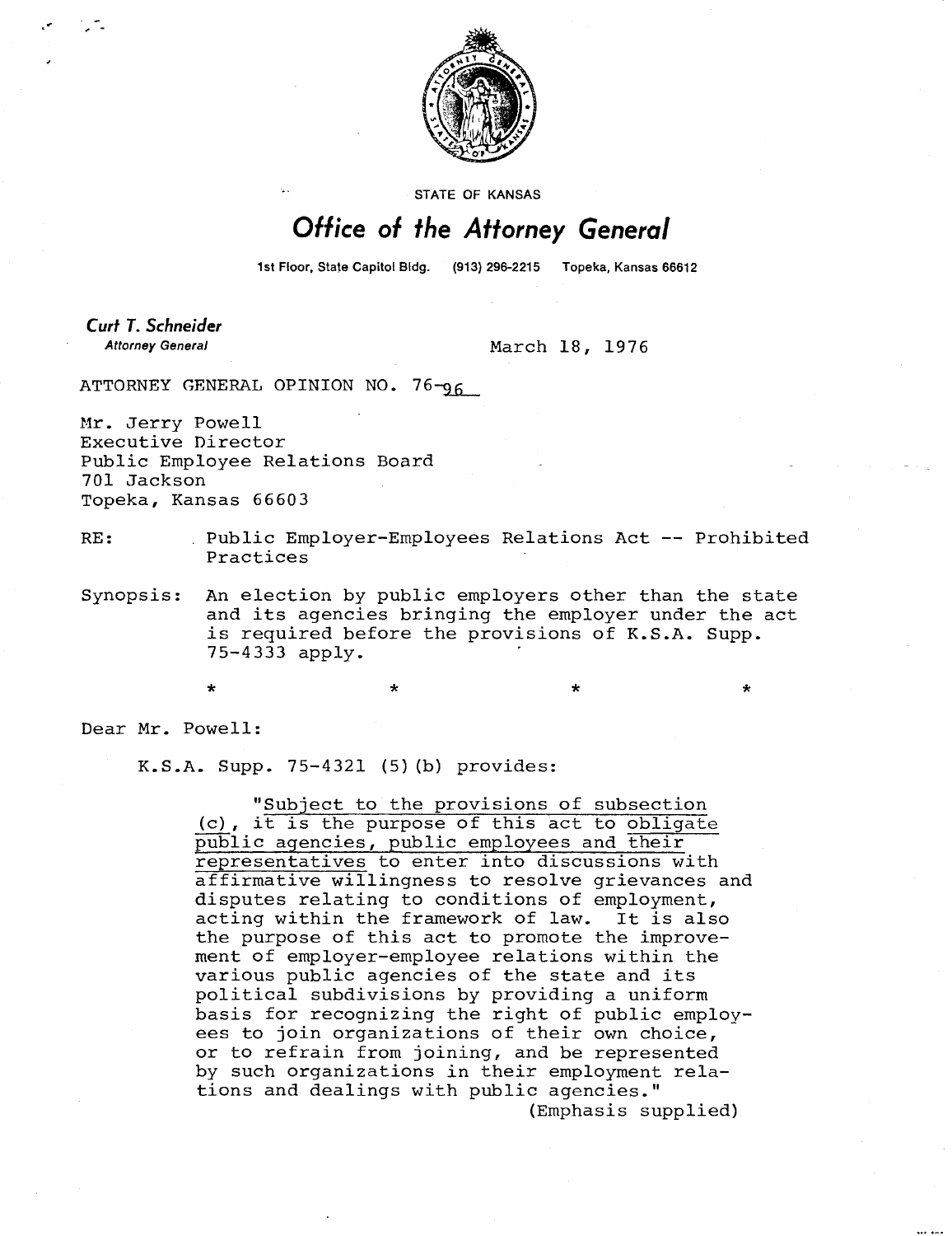STATE OF KANSAS

# Office of the Attorney General

1st Floor, State Capitol Bldg. (913) 296-2215 Topeka, Kansas 66612

**Curt T. Schneider**
*Attorney General*

March 18, 1976

ATTORNEY GENERAL OPINION NO. 76-96

Mr. Jerry Powell
Executive Director
Public Employee Relations Board
701 Jackson
Topeka, Kansas 66603

RE: Public Employer-Employees Relations Act -- Prohibited Practices

Synopsis: An election by public employers other than the state and its agencies bringing the employer under the act is required before the provisions of K.S.A. Supp. 75-4333 apply.

\* \* \* \*

Dear Mr. Powell:

K.S.A. Supp. 75-4321 (5)(b) provides:

> "Subject to the provisions of subsection (c), it is the purpose of this act to obligate public agencies, public employees and their representatives to enter into discussions with affirmative willingness to resolve grievances and disputes relating to conditions of employment, acting within the framework of law. It is also the purpose of this act to promote the improvement of employer-employee relations within the various public agencies of the state and its political subdivisions by providing a uniform basis for recognizing the right of public employees to join organizations of their own choice, or to refrain from joining, and be represented by such organizations in their employment relations and dealings with public agencies."
>
> (Emphasis supplied)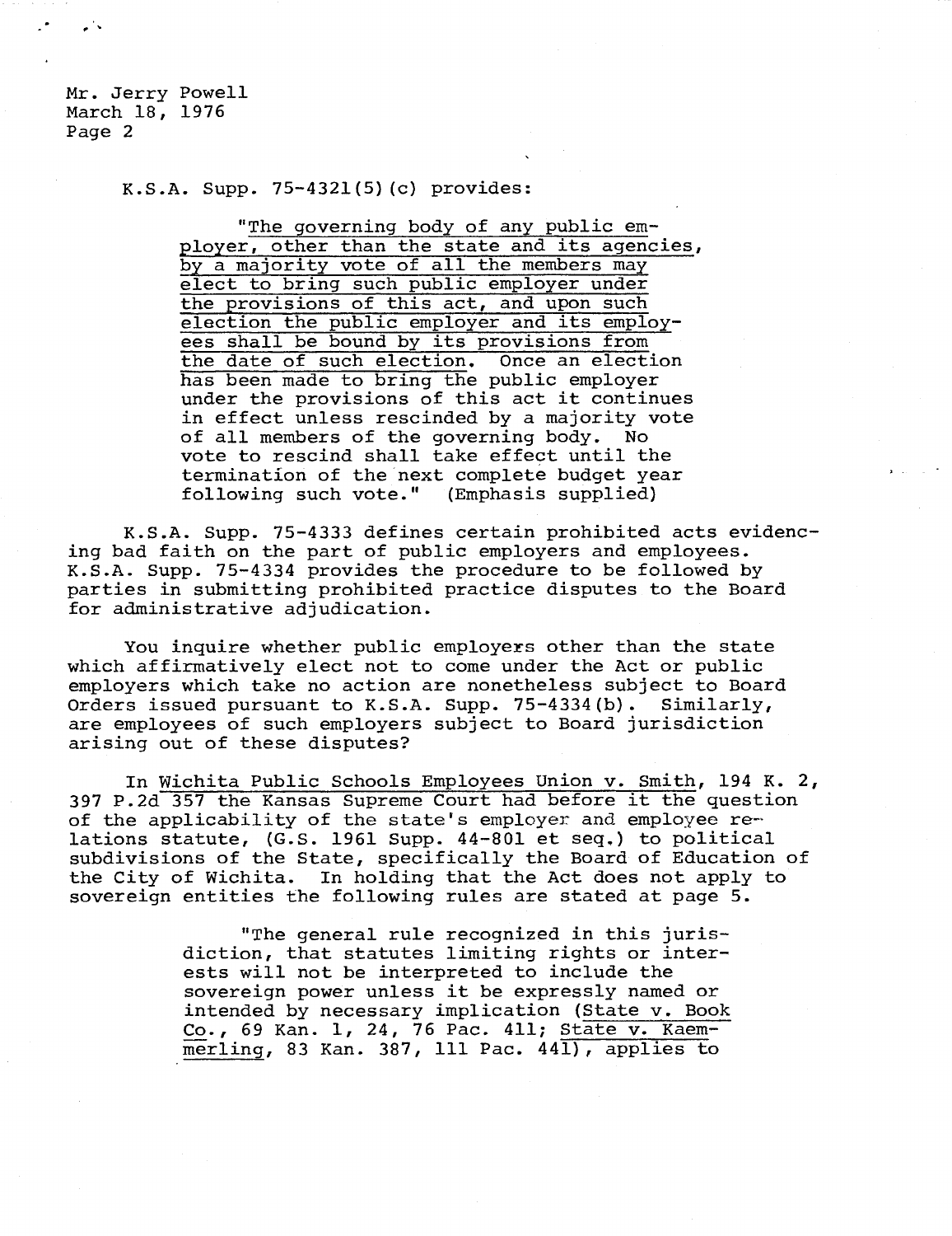Mr. Jerry Powell
March 18, 1976
Page 2

K.S.A. Supp. 75-4321(5)(c) provides:

> "The governing body of any public employer, other than the state and its agencies, by a majority vote of all the members may elect to bring such public employer under the provisions of this act, and upon such election the public employer and its employees shall be bound by its provisions from the date of such election. Once an election has been made to bring the public employer under the provisions of this act it continues in effect unless rescinded by a majority vote of all members of the governing body. No vote to rescind shall take effect until the termination of the next complete budget year following such vote." (Emphasis supplied)

K.S.A. Supp. 75-4333 defines certain prohibited acts evidencing bad faith on the part of public employers and employees. K.S.A. Supp. 75-4334 provides the procedure to be followed by parties in submitting prohibited practice disputes to the Board for administrative adjudication.

You inquire whether public employers other than the state which affirmatively elect not to come under the Act or public employers which take no action are nonetheless subject to Board Orders issued pursuant to K.S.A. Supp. 75-4334(b). Similarly, are employees of such employers subject to Board jurisdiction arising out of these disputes?

In Wichita Public Schools Employees Union v. Smith, 194 K. 2, 397 P.2d 357 the Kansas Supreme Court had before it the question of the applicability of the state's employer and employee relations statute, (G.S. 1961 Supp. 44-801 et seq.) to political subdivisions of the State, specifically the Board of Education of the City of Wichita. In holding that the Act does not apply to sovereign entities the following rules are stated at page 5.

> "The general rule recognized in this jurisdiction, that statutes limiting rights or interests will not be interpreted to include the sovereign power unless it be expressly named or intended by necessary implication (State v. Book Co., 69 Kan. 1, 24, 76 Pac. 411; State v. Kaemmerling, 83 Kan. 387, 111 Pac. 441), applies to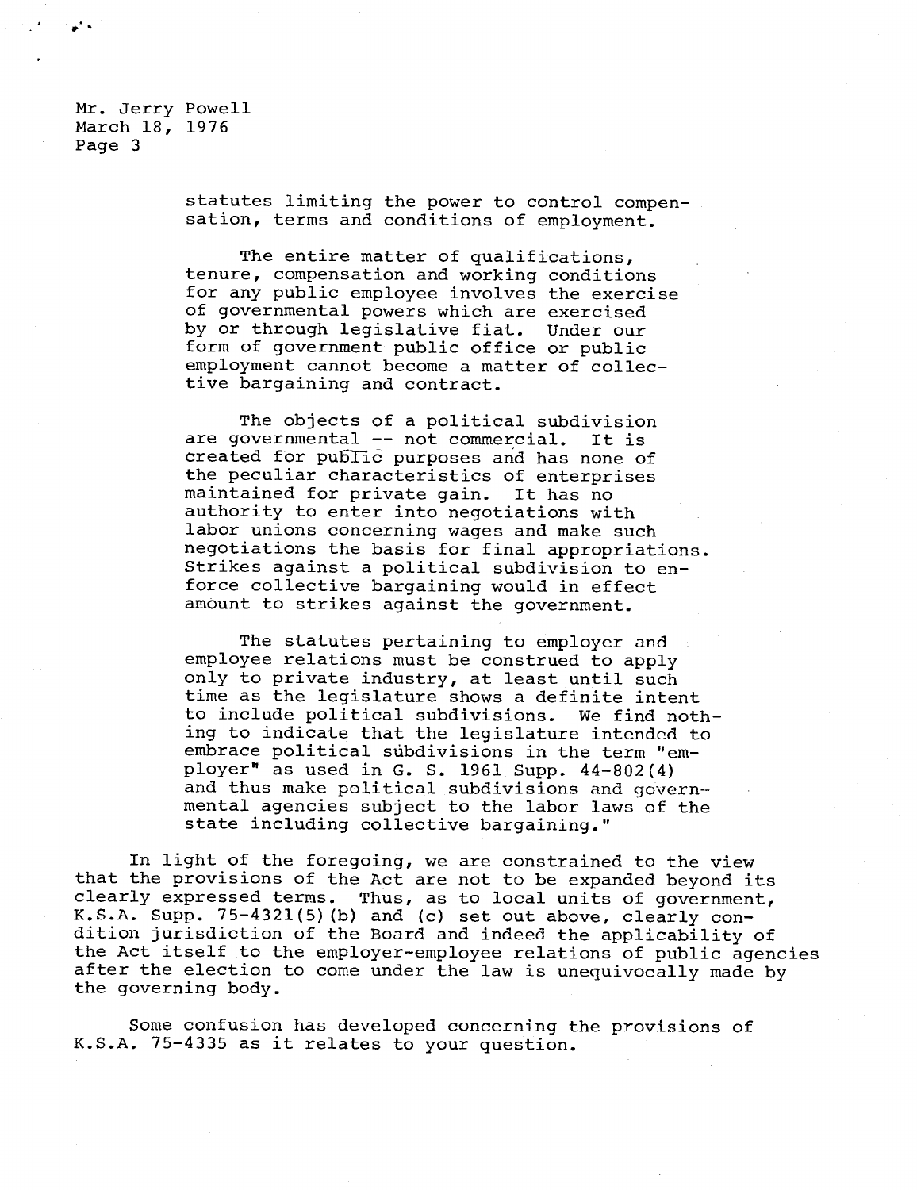statutes limiting the power to control compensation, terms and conditions of employment.

> The entire matter of qualifications, tenure, compensation and working conditions for any public employee involves the exercise of governmental powers which are exercised by or through legislative fiat. Under our form of government public office or public employment cannot become a matter of collective bargaining and contract.
>
> The objects of a political subdivision are governmental -- not commercial. It is created for public purposes and has none of the peculiar characteristics of enterprises maintained for private gain. It has no authority to enter into negotiations with labor unions concerning wages and make such negotiations the basis for final appropriations. Strikes against a political subdivision to enforce collective bargaining would in effect amount to strikes against the government.
>
> The statutes pertaining to employer and employee relations must be construed to apply only to private industry, at least until such time as the legislature shows a definite intent to include political subdivisions. We find nothing to indicate that the legislature intended to embrace political subdivisions in the term "employer" as used in G. S. 1961 Supp. 44-802(4) and thus make political subdivisions and governmental agencies subject to the labor laws of the state including collective bargaining."

In light of the foregoing, we are constrained to the view that the provisions of the Act are not to be expanded beyond its clearly expressed terms. Thus, as to local units of government, K.S.A. Supp. 75-4321(5)(b) and (c) set out above, clearly condition jurisdiction of the Board and indeed the applicability of the Act itself to the employer-employee relations of public agencies after the election to come under the law is unequivocally made by the governing body.

Some confusion has developed concerning the provisions of K.S.A. 75-4335 as it relates to your question.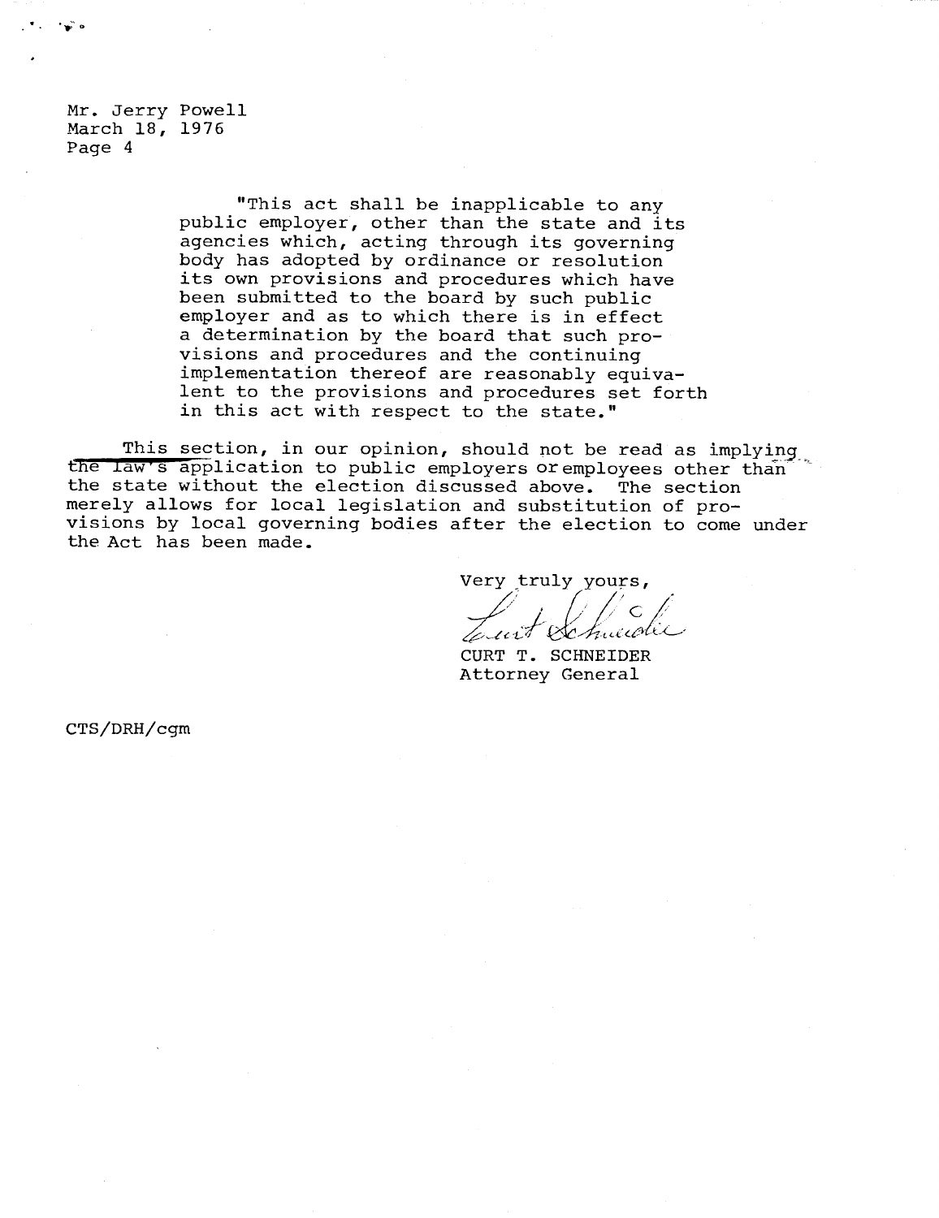Mr. Jerry Powell
March 18, 1976
Page 4

> "This act shall be inapplicable to any public employer, other than the state and its agencies which, acting through its governing body has adopted by ordinance or resolution its own provisions and procedures which have been submitted to the board by such public employer and as to which there is in effect a determination by the board that such provisions and procedures and the continuing implementation thereof are reasonably equivalent to the provisions and procedures set forth in this act with respect to the state."

This section, in our opinion, should not be read as implying the law's application to public employers or employees other than the state without the election discussed above. The section merely allows for local legislation and substitution of provisions by local governing bodies after the election to come under the Act has been made.

Very truly yours,

CURT T. SCHNEIDER
Attorney General

CTS/DRH/cgm